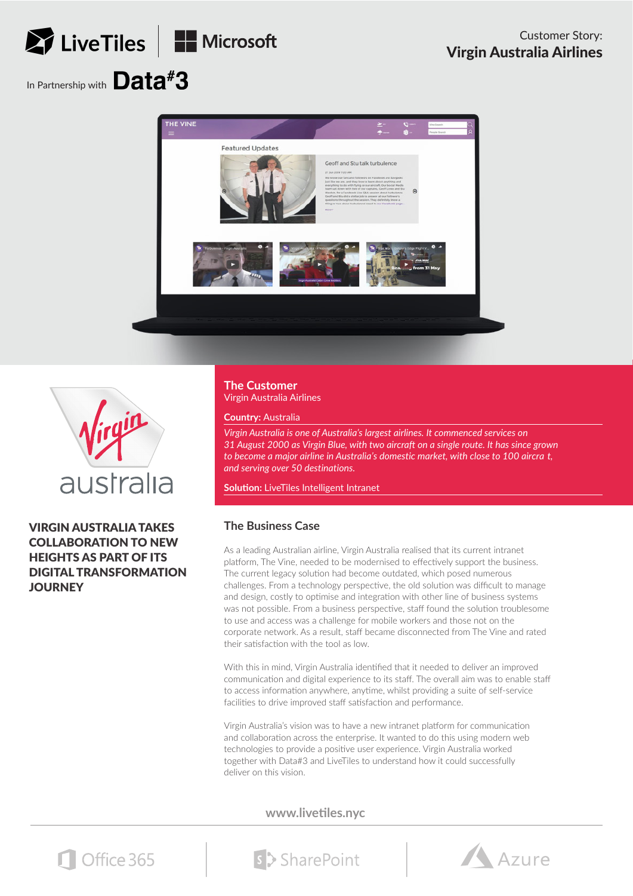Customer Story:
**Virgin Australia Airlines**

In Partnership with **Data#3**

## The Customer

Virgin Australia Airlines

**Country:** Australia

*Virgin Australia is one of Australia's largest airlines. It commenced services on 31 August 2000 as Virgin Blue, with two aircraft on a single route. It has since grown to become a major airline in Australia's domestic market, with close to 100 aircra t, and serving over 50 destinations.*

**Solution:** LiveTiles Intelligent Intranet

# VIRGIN AUSTRALIA TAKES COLLABORATION TO NEW HEIGHTS AS PART OF ITS DIGITAL TRANSFORMATION JOURNEY

## The Business Case

As a leading Australian airline, Virgin Australia realised that its current intranet platform, The Vine, needed to be modernised to effectively support the business. The current legacy solution had become outdated, which posed numerous challenges. From a technology perspective, the old solution was difficult to manage and design, costly to optimise and integration with other line of business systems was not possible. From a business perspective, staff found the solution troublesome to use and access was a challenge for mobile workers and those not on the corporate network. As a result, staff became disconnected from The Vine and rated their satisfaction with the tool as low.

With this in mind, Virgin Australia identified that it needed to deliver an improved communication and digital experience to its staff. The overall aim was to enable staff to access information anywhere, anytime, whilst providing a suite of self-service facilities to drive improved staff satisfaction and performance.

Virgin Australia's vision was to have a new intranet platform for communication and collaboration across the enterprise. It wanted to do this using modern web technologies to provide a positive user experience. Virgin Australia worked together with Data#3 and LiveTiles to understand how it could successfully deliver on this vision.

www.livetiles.nyc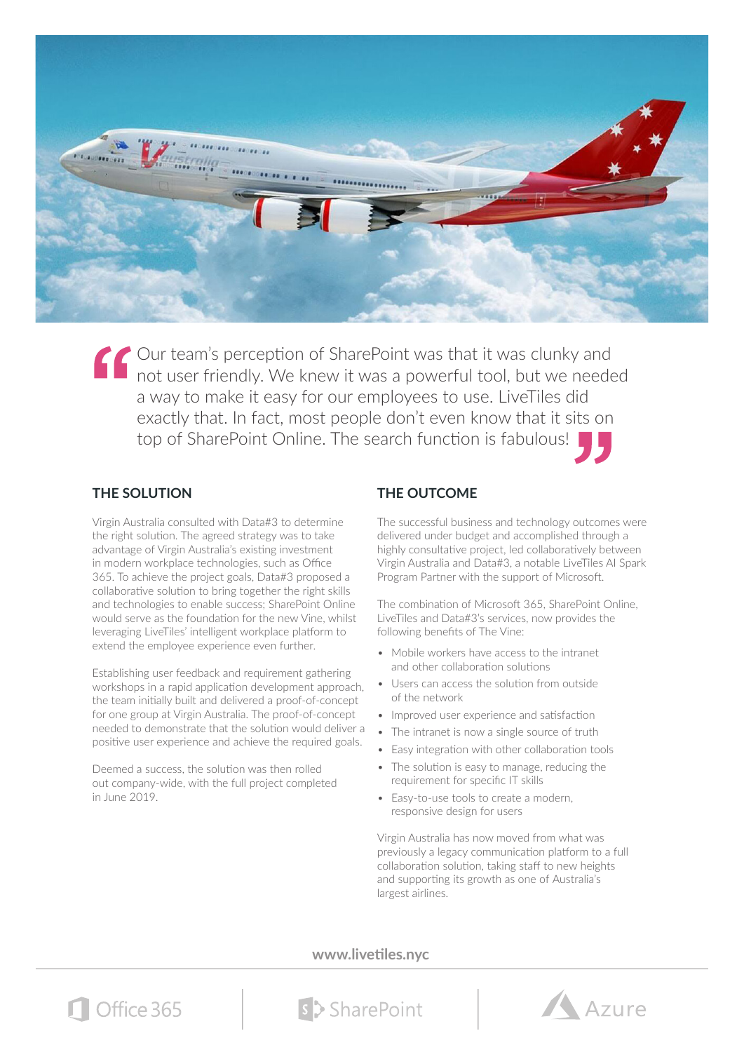> "Our team's perception of SharePoint was that it was clunky and not user friendly. We knew it was a powerful tool, but we needed a way to make it easy for our employees to use. LiveTiles did exactly that. In fact, most people don't even know that it sits on top of SharePoint Online. The search function is fabulous!"

## THE SOLUTION

Virgin Australia consulted with Data#3 to determine the right solution. The agreed strategy was to take advantage of Virgin Australia's existing investment in modern workplace technologies, such as Office 365. To achieve the project goals, Data#3 proposed a collaborative solution to bring together the right skills and technologies to enable success; SharePoint Online would serve as the foundation for the new Vine, whilst leveraging LiveTiles' intelligent workplace platform to extend the employee experience even further.

Establishing user feedback and requirement gathering workshops in a rapid application development approach, the team initially built and delivered a proof-of-concept for one group at Virgin Australia. The proof-of-concept needed to demonstrate that the solution would deliver a positive user experience and achieve the required goals.

Deemed a success, the solution was then rolled out company-wide, with the full project completed in June 2019.

## THE OUTCOME

The successful business and technology outcomes were delivered under budget and accomplished through a highly consultative project, led collaboratively between Virgin Australia and Data#3, a notable LiveTiles AI Spark Program Partner with the support of Microsoft.

The combination of Microsoft 365, SharePoint Online, LiveTiles and Data#3's services, now provides the following benefits of The Vine:

- Mobile workers have access to the intranet and other collaboration solutions
- Users can access the solution from outside of the network
- Improved user experience and satisfaction
- The intranet is now a single source of truth
- Easy integration with other collaboration tools
- The solution is easy to manage, reducing the requirement for specific IT skills
- Easy-to-use tools to create a modern, responsive design for users

Virgin Australia has now moved from what was previously a legacy communication platform to a full collaboration solution, taking staff to new heights and supporting its growth as one of Australia's largest airlines.

**www.livetiles.nyc**

Office 365 | SharePoint | Azure